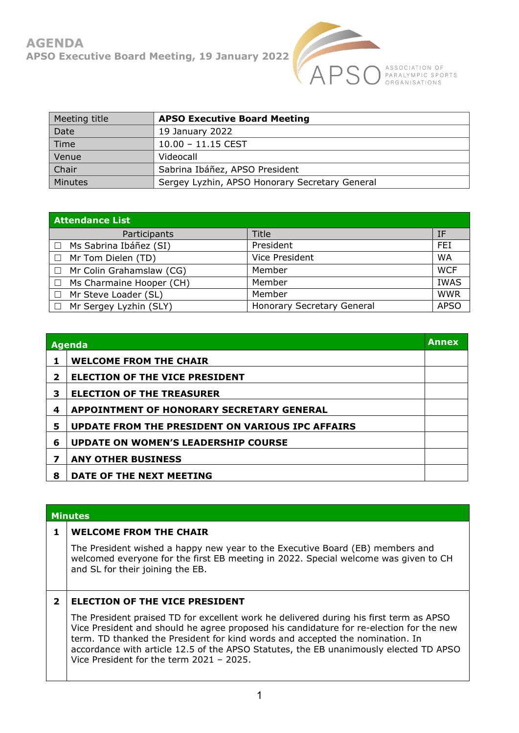# AGENDA

## APSO Executive Board Meeting, 19 January 2022

APSO ASSOCIATION OF PARALYMPIC SPORTS ORGANISATIONS

| Meeting title | APSO Executive Board Meeting |
|---|---|
| Date | 19 January 2022 |
| Time | 10.00 – 11.15 CEST |
| Venue | Videocall |
| Chair | Sabrina Ibáñez, APSO President |
| Minutes | Sergey Lyzhin, APSO Honorary Secretary General |

| Attendance List | | |
|---|---|---|
| Participants | Title | IF |
| ☐ Ms Sabrina Ibáñez (SI) | President | FEI |
| ☐ Mr Tom Dielen (TD) | Vice President | WA |
| ☐ Mr Colin Grahamslaw (CG) | Member | WCF |
| ☐ Ms Charmaine Hooper (CH) | Member | IWAS |
| ☐ Mr Steve Loader (SL) | Member | WWR |
| ☐ Mr Sergey Lyzhin (SLY) | Honorary Secretary General | APSO |

| Agenda | | Annex |
|---|---|---|
| 1 | WELCOME FROM THE CHAIR | |
| 2 | ELECTION OF THE VICE PRESIDENT | |
| 3 | ELECTION OF THE TREASURER | |
| 4 | APPOINTMENT OF HONORARY SECRETARY GENERAL | |
| 5 | UPDATE FROM THE PRESIDENT ON VARIOUS IPC AFFAIRS | |
| 6 | UPDATE ON WOMEN'S LEADERSHIP COURSE | |
| 7 | ANY OTHER BUSINESS | |
| 8 | DATE OF THE NEXT MEETING | |

## Minutes

### 1 WELCOME FROM THE CHAIR

The President wished a happy new year to the Executive Board (EB) members and welcomed everyone for the first EB meeting in 2022. Special welcome was given to CH and SL for their joining the EB.

### 2 ELECTION OF THE VICE PRESIDENT

The President praised TD for excellent work he delivered during his first term as APSO Vice President and should he agree proposed his candidature for re-election for the new term. TD thanked the President for kind words and accepted the nomination. In accordance with article 12.5 of the APSO Statutes, the EB unanimously elected TD APSO Vice President for the term 2021 – 2025.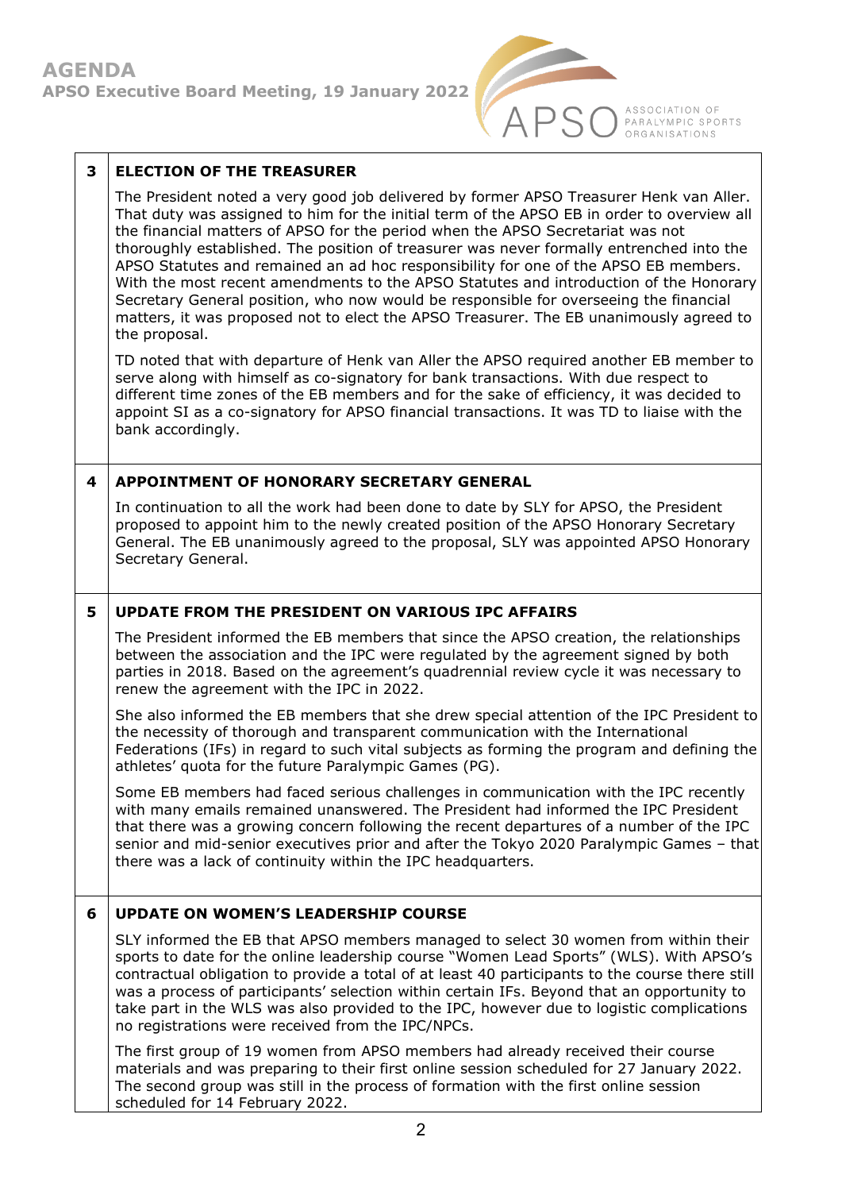## 3 ELECTION OF THE TREASURER

The President noted a very good job delivered by former APSO Treasurer Henk van Aller. That duty was assigned to him for the initial term of the APSO EB in order to overview all the financial matters of APSO for the period when the APSO Secretariat was not thoroughly established. The position of treasurer was never formally entrenched into the APSO Statutes and remained an ad hoc responsibility for one of the APSO EB members. With the most recent amendments to the APSO Statutes and introduction of the Honorary Secretary General position, who now would be responsible for overseeing the financial matters, it was proposed not to elect the APSO Treasurer. The EB unanimously agreed to the proposal.

TD noted that with departure of Henk van Aller the APSO required another EB member to serve along with himself as co-signatory for bank transactions. With due respect to different time zones of the EB members and for the sake of efficiency, it was decided to appoint SI as a co-signatory for APSO financial transactions. It was TD to liaise with the bank accordingly.

## 4 APPOINTMENT OF HONORARY SECRETARY GENERAL

In continuation to all the work had been done to date by SLY for APSO, the President proposed to appoint him to the newly created position of the APSO Honorary Secretary General. The EB unanimously agreed to the proposal, SLY was appointed APSO Honorary Secretary General.

## 5 UPDATE FROM THE PRESIDENT ON VARIOUS IPC AFFAIRS

The President informed the EB members that since the APSO creation, the relationships between the association and the IPC were regulated by the agreement signed by both parties in 2018. Based on the agreement's quadrennial review cycle it was necessary to renew the agreement with the IPC in 2022.

She also informed the EB members that she drew special attention of the IPC President to the necessity of thorough and transparent communication with the International Federations (IFs) in regard to such vital subjects as forming the program and defining the athletes' quota for the future Paralympic Games (PG).

Some EB members had faced serious challenges in communication with the IPC recently with many emails remained unanswered. The President had informed the IPC President that there was a growing concern following the recent departures of a number of the IPC senior and mid-senior executives prior and after the Tokyo 2020 Paralympic Games – that there was a lack of continuity within the IPC headquarters.

## 6 UPDATE ON WOMEN'S LEADERSHIP COURSE

SLY informed the EB that APSO members managed to select 30 women from within their sports to date for the online leadership course "Women Lead Sports" (WLS). With APSO's contractual obligation to provide a total of at least 40 participants to the course there still was a process of participants' selection within certain IFs. Beyond that an opportunity to take part in the WLS was also provided to the IPC, however due to logistic complications no registrations were received from the IPC/NPCs.

The first group of 19 women from APSO members had already received their course materials and was preparing to their first online session scheduled for 27 January 2022. The second group was still in the process of formation with the first online session scheduled for 14 February 2022.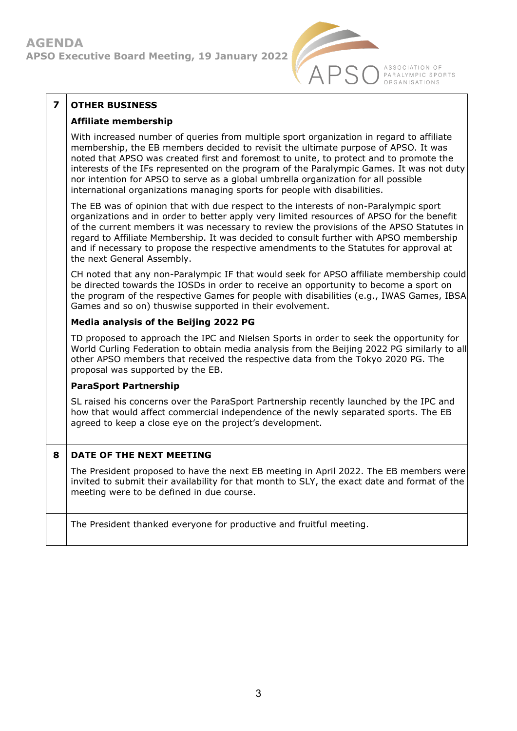| | |
|---|---|
| **7** | **OTHER BUSINESS**<br><br>**Affiliate membership**<br><br>With increased number of queries from multiple sport organization in regard to affiliate membership, the EB members decided to revisit the ultimate purpose of APSO. It was noted that APSO was created first and foremost to unite, to protect and to promote the interests of the IFs represented on the program of the Paralympic Games. It was not duty nor intention for APSO to serve as a global umbrella organization for all possible international organizations managing sports for people with disabilities.<br><br>The EB was of opinion that with due respect to the interests of non-Paralympic sport organizations and in order to better apply very limited resources of APSO for the benefit of the current members it was necessary to review the provisions of the APSO Statutes in regard to Affiliate Membership. It was decided to consult further with APSO membership and if necessary to propose the respective amendments to the Statutes for approval at the next General Assembly.<br><br>CH noted that any non-Paralympic IF that would seek for APSO affiliate membership could be directed towards the IOSDs in order to receive an opportunity to become a sport on the program of the respective Games for people with disabilities (e.g., IWAS Games, IBSA Games and so on) thuswise supported in their evolvement.<br><br>**Media analysis of the Beijing 2022 PG**<br><br>TD proposed to approach the IPC and Nielsen Sports in order to seek the opportunity for World Curling Federation to obtain media analysis from the Beijing 2022 PG similarly to all other APSO members that received the respective data from the Tokyo 2020 PG. The proposal was supported by the EB.<br><br>**ParaSport Partnership**<br><br>SL raised his concerns over the ParaSport Partnership recently launched by the IPC and how that would affect commercial independence of the newly separated sports. The EB agreed to keep a close eye on the project's development. |
| **8** | **DATE OF THE NEXT MEETING**<br><br>The President proposed to have the next EB meeting in April 2022. The EB members were invited to submit their availability for that month to SLY, the exact date and format of the meeting were to be defined in due course. |
| | The President thanked everyone for productive and fruitful meeting. |